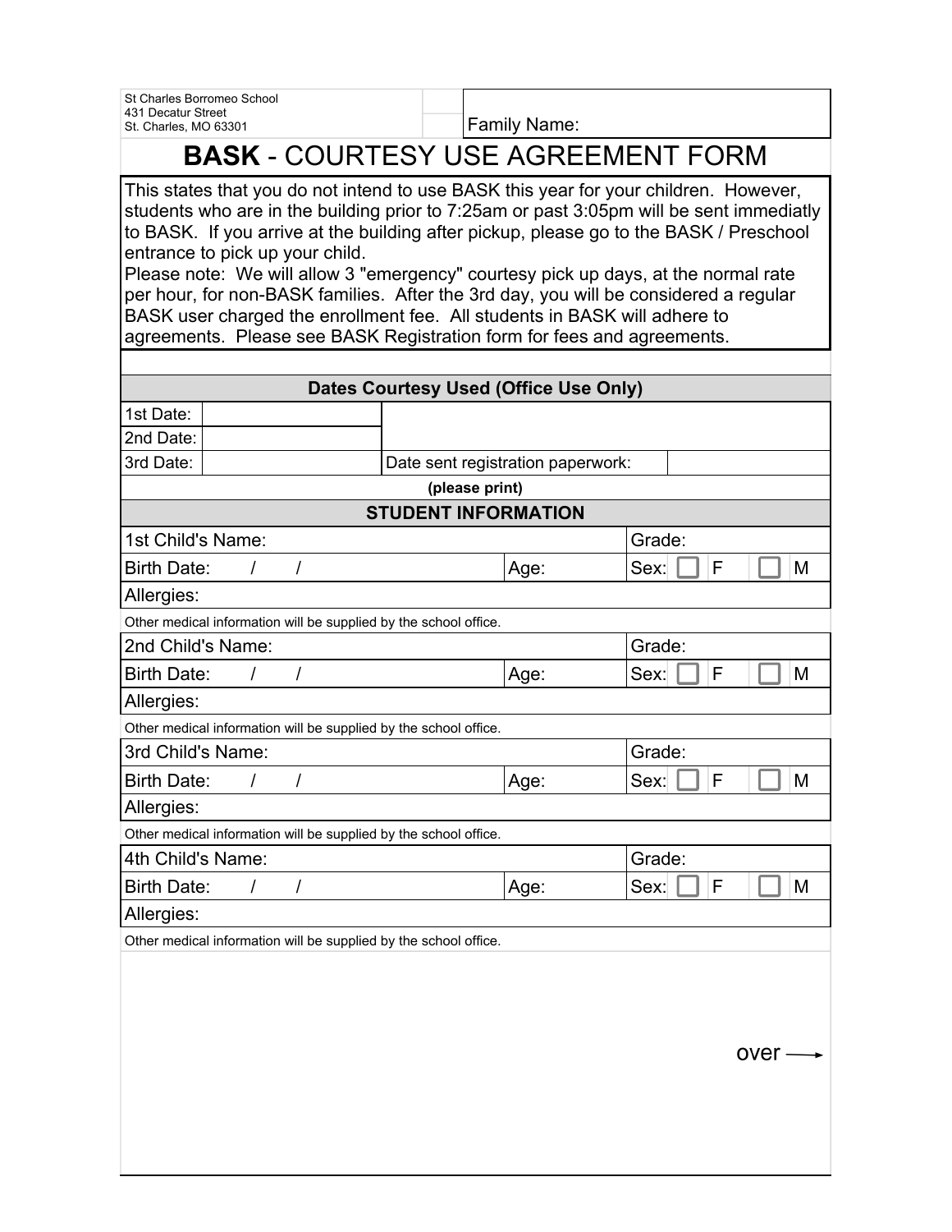St Charles Borromeo School
431 Decatur Street
St. Charles, MO 63301

Family Name:

# BASK - COURTESY USE AGREEMENT FORM

This states that you do not intend to use BASK this year for your children. However, students who are in the building prior to 7:25am or past 3:05pm will be sent immediatly to BASK. If you arrive at the building after pickup, please go to the BASK / Preschool entrance to pick up your child.
Please note: We will allow 3 "emergency" courtesy pick up days, at the normal rate per hour, for non-BASK families. After the 3rd day, you will be considered a regular BASK user charged the enrollment fee. All students in BASK will adhere to agreements. Please see BASK Registration form for fees and agreements.

**Dates Courtesy Used (Office Use Only)**

| | | | |
|---|---|---|---|
| 1st Date: | | | |
| 2nd Date: | | | |
| 3rd Date: | | Date sent registration paperwork: | |

**(please print)**

**STUDENT INFORMATION**

| | | |
|---|---|---|
| 1st Child's Name: | | Grade: |
| Birth Date: / / | Age: | Sex: ☐ F ☐ M |
| Allergies: | | |

Other medical information will be supplied by the school office.

| | | |
|---|---|---|
| 2nd Child's Name: | | Grade: |
| Birth Date: / / | Age: | Sex: ☐ F ☐ M |
| Allergies: | | |

Other medical information will be supplied by the school office.

| | | |
|---|---|---|
| 3rd Child's Name: | | Grade: |
| Birth Date: / / | Age: | Sex: ☐ F ☐ M |
| Allergies: | | |

Other medical information will be supplied by the school office.

| | | |
|---|---|---|
| 4th Child's Name: | | Grade: |
| Birth Date: / / | Age: | Sex: ☐ F ☐ M |
| Allergies: | | |

Other medical information will be supplied by the school office.

over →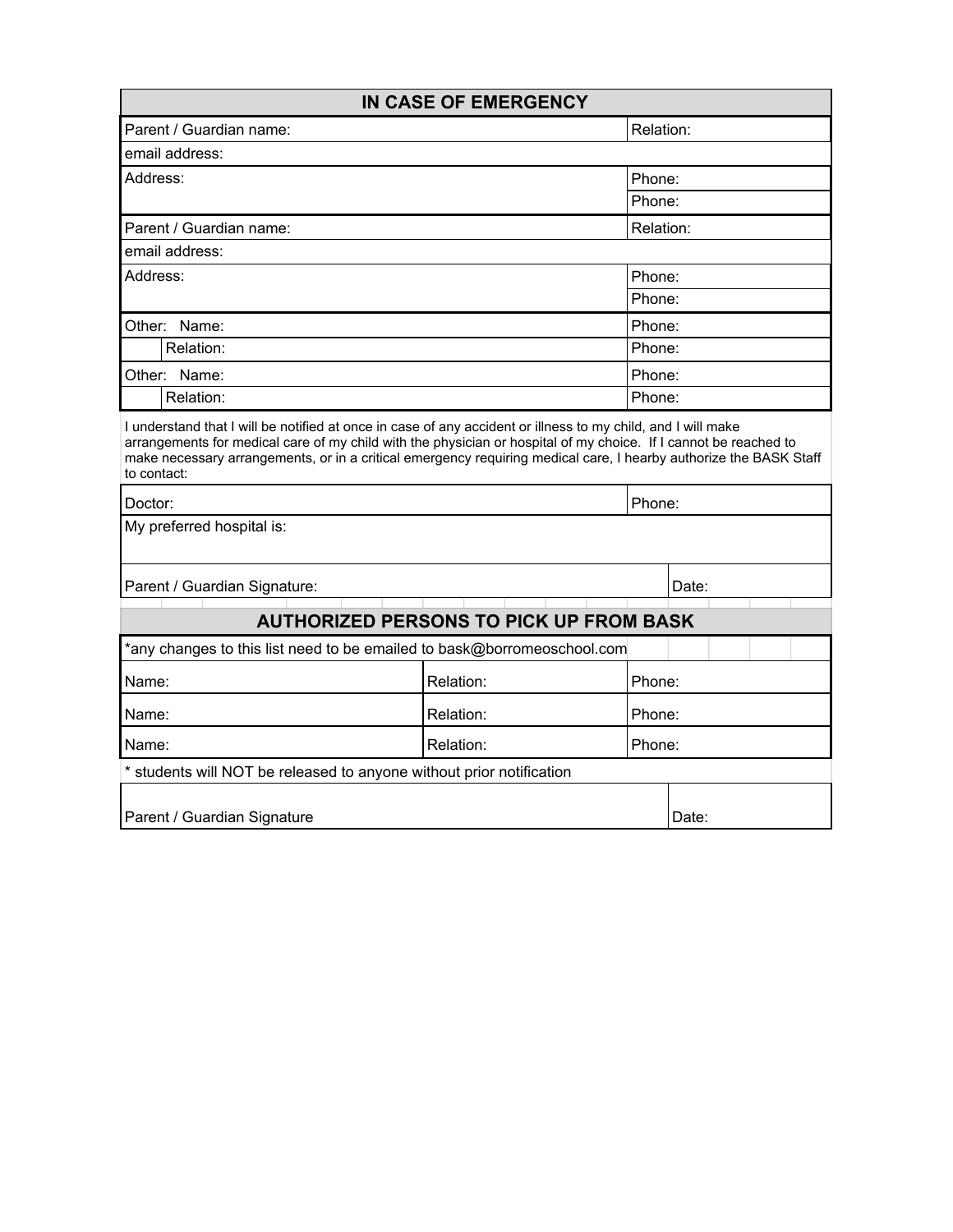## IN CASE OF EMERGENCY

| | |
|---|---|
| Parent / Guardian name: | Relation: |
| email address: | |
| Address: | Phone: |
| | Phone: |
| Parent / Guardian name: | Relation: |
| email address: | |
| Address: | Phone: |
| | Phone: |
| Other: Name: | Phone: |
| Relation: | Phone: |
| Other: Name: | Phone: |
| Relation: | Phone: |

I understand that I will be notified at once in case of any accident or illness to my child, and I will make arrangements for medical care of my child with the physician or hospital of my choice. If I cannot be reached to make necessary arrangements, or in a critical emergency requiring medical care, I hearby authorize the BASK Staff to contact:

| | |
|---|---|
| Doctor: | Phone: |
| My preferred hospital is: | |
| Parent / Guardian Signature: | Date: |

## AUTHORIZED PERSONS TO PICK UP FROM BASK

*any changes to this list need to be emailed to bask@borromeoschool.com

| | | |
|---|---|---|
| Name: | Relation: | Phone: |
| Name: | Relation: | Phone: |
| Name: | Relation: | Phone: |

* students will NOT be released to anyone without prior notification

| | |
|---|---|
| Parent / Guardian Signature | Date: |